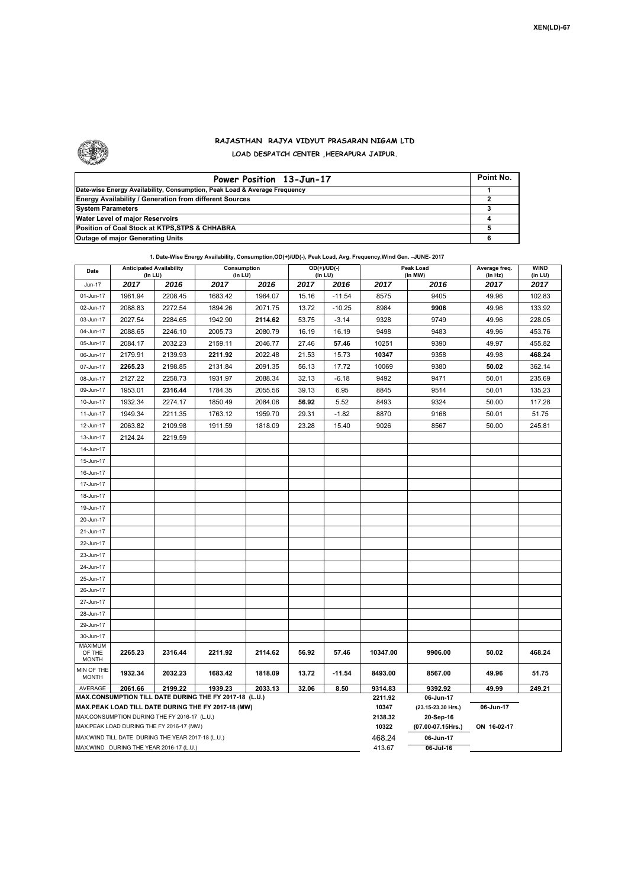XEN(LD)-67

# RAJASTHAN RAJYA VIDYUT PRASARAN NIGAM LTD

## LOAD DESPATCH CENTER ,HEERAPURA JAIPUR.

| Power Position 13-Jun-17 | Point No. |
|---|---|
| Date-wise Energy Availability, Consumption, Peak Load & Average Frequency | 1 |
| Energy Availability / Generation from different Sources | 2 |
| System Parameters | 3 |
| Water Level of major Reservoirs | 4 |
| Position of Coal Stock at KTPS,STPS & CHHABRA | 5 |
| Outage of major Generating Units | 6 |

**1. Date-Wise Energy Availability, Consumption,OD(+)/UD(-), Peak Load, Avg. Frequency,Wind Gen. –JUNE- 2017**

| Date | Anticipated Availability (In LU) | | Consumption (In LU) | | OD(+)/UD(-) (In LU) | | Peak Load (In MW) | | Average freq. (In Hz) | WIND (in LU) |
|---|---|---|---|---|---|---|---|---|---|---|
| Jun-17 | 2017 | 2016 | 2017 | 2016 | 2017 | 2016 | 2017 | 2016 | 2017 | 2017 |
| 01-Jun-17 | 1961.94 | 2208.45 | 1683.42 | 1964.07 | 15.16 | -11.54 | 8575 | 9405 | 49.96 | 102.83 |
| 02-Jun-17 | 2088.83 | 2272.54 | 1894.26 | 2071.75 | 13.72 | -10.25 | 8984 | **9906** | 49.96 | 133.92 |
| 03-Jun-17 | 2027.54 | 2284.65 | 1942.90 | **2114.62** | 53.75 | -3.14 | 9328 | 9749 | 49.96 | 228.05 |
| 04-Jun-17 | 2088.65 | 2246.10 | 2005.73 | 2080.79 | 16.19 | 16.19 | 9498 | 9483 | 49.96 | 453.76 |
| 05-Jun-17 | 2084.17 | 2032.23 | 2159.11 | 2046.77 | 27.46 | **57.46** | 10251 | 9390 | 49.97 | 455.82 |
| 06-Jun-17 | 2179.91 | 2139.93 | **2211.92** | 2022.48 | 21.53 | 15.73 | **10347** | 9358 | 49.98 | **468.24** |
| 07-Jun-17 | **2265.23** | 2198.85 | 2131.84 | 2091.35 | 56.13 | 17.72 | 10069 | 9380 | **50.02** | 362.14 |
| 08-Jun-17 | 2127.22 | 2258.73 | 1931.97 | 2088.34 | 32.13 | -6.18 | 9492 | 9471 | 50.01 | 235.69 |
| 09-Jun-17 | 1953.01 | **2316.44** | 1784.35 | 2055.56 | 39.13 | 6.95 | 8845 | 9514 | 50.01 | 135.23 |
| 10-Jun-17 | 1932.34 | 2274.17 | 1850.49 | 2084.06 | **56.92** | 5.52 | 8493 | 9324 | 50.00 | 117.28 |
| 11-Jun-17 | 1949.34 | 2211.35 | 1763.12 | 1959.70 | 29.31 | -1.82 | 8870 | 9168 | 50.01 | 51.75 |
| 12-Jun-17 | 2063.82 | 2109.98 | 1911.59 | 1818.09 | 23.28 | 15.40 | 9026 | 8567 | 50.00 | 245.81 |
| 13-Jun-17 | 2124.24 | 2219.59 | | | | | | | | |
| 14-Jun-17 | | | | | | | | | | |
| 15-Jun-17 | | | | | | | | | | |
| 16-Jun-17 | | | | | | | | | | |
| 17-Jun-17 | | | | | | | | | | |
| 18-Jun-17 | | | | | | | | | | |
| 19-Jun-17 | | | | | | | | | | |
| 20-Jun-17 | | | | | | | | | | |
| 21-Jun-17 | | | | | | | | | | |
| 22-Jun-17 | | | | | | | | | | |
| 23-Jun-17 | | | | | | | | | | |
| 24-Jun-17 | | | | | | | | | | |
| 25-Jun-17 | | | | | | | | | | |
| 26-Jun-17 | | | | | | | | | | |
| 27-Jun-17 | | | | | | | | | | |
| 28-Jun-17 | | | | | | | | | | |
| 29-Jun-17 | | | | | | | | | | |
| 30-Jun-17 | | | | | | | | | | |
| MAXIMUM OF THE MONTH | 2265.23 | 2316.44 | 2211.92 | 2114.62 | 56.92 | 57.46 | 10347.00 | 9906.00 | 50.02 | 468.24 |
| MIN OF THE MONTH | 1932.34 | 2032.23 | 1683.42 | 1818.09 | 13.72 | -11.54 | 8493.00 | 8567.00 | 49.96 | 51.75 |
| AVERAGE | 2061.66 | 2199.22 | 1939.23 | 2033.13 | 32.06 | 8.50 | 9314.83 | 9392.92 | 49.99 | 249.21 |
| MAX.CONSUMPTION TILL DATE DURING THE FY 2017-18 (L.U.) | | | | | | | 2211.92 | 06-Jun-17 | | |
| MAX.PEAK LOAD TILL DATE DURING THE FY 2017-18 (MW) | | | | | | | 10347 | (23.15-23.30 Hrs.) | 06-Jun-17 | |
| MAX.CONSUMPTION DURING THE FY 2016-17 (L.U.) | | | | | | | 2138.32 | 20-Sep-16 | | |
| MAX.PEAK LOAD DURING THE FY 2016-17 (MW) | | | | | | | 10322 | (07.00-07.15Hrs.) | ON 16-02-17 | |
| MAX.WIND TILL DATE DURING THE YEAR 2017-18 (L.U.) | | | | | | | 468.24 | 06-Jun-17 | | |
| MAX.WIND DURING THE YEAR 2016-17 (L.U.) | | | | | | | 413.67 | 06-Jul-16 | | |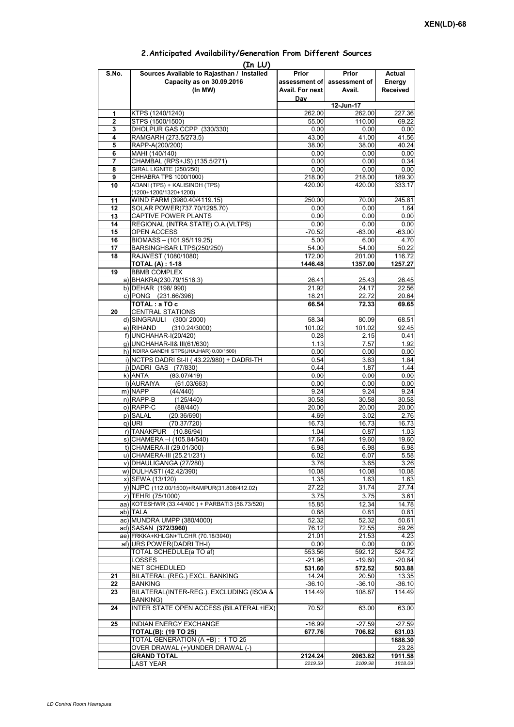**XEN(LD)-68**

## 2.Anticipated Availability/Generation From Different Sources

**(In LU)**

| S.No. | Sources Available to Rajasthan / Installed Capacity as on 30.09.2016 (In MW) | Prior assessment of Avail. For next Day | Prior assessment of Avail. | Actual Energy Received |
|---|---|---|---|---|
| | | | 12-Jun-17 | |
| 1 | KTPS (1240/1240) | 262.00 | 262.00 | 227.36 |
| 2 | STPS (1500/1500) | 55.00 | 110.00 | 69.22 |
| 3 | DHOLPUR GAS CCPP (330/330) | 0.00 | 0.00 | 0.00 |
| 4 | RAMGARH (273.5/273.5) | 43.00 | 41.00 | 41.56 |
| 5 | RAPP-A(200/200) | 38.00 | 38.00 | 40.24 |
| 6 | MAHI (140/140) | 0.00 | 0.00 | 0.00 |
| 7 | CHAMBAL (RPS+JS) (135.5/271) | 0.00 | 0.00 | 0.34 |
| 8 | GIRAL LIGNITE (250/250) | 0.00 | 0.00 | 0.00 |
| 9 | CHHABRA TPS 1000/1000) | 218.00 | 218.00 | 189.30 |
| 10 | ADANI (TPS) + KALISINDH (TPS) (1200+1200/1320+1200) | 420.00 | 420.00 | 333.17 |
| 11 | WIND FARM (3980.40/4119.15) | 250.00 | 70.00 | 245.81 |
| 12 | SOLAR POWER(737.70/1295.70) | 0.00 | 0.00 | 1.64 |
| 13 | CAPTIVE POWER PLANTS | 0.00 | 0.00 | 0.00 |
| 14 | REGIONAL (INTRA STATE) O.A.(VLTPS) | 0.00 | 0.00 | 0.00 |
| 15 | OPEN ACCESS | -70.52 | -63.00 | -63.00 |
| 16 | BIOMASS – (101.95/119.25) | 5.00 | 6.00 | 4.70 |
| 17 | BARSINGHSAR LTPS(250/250) | 54.00 | 54.00 | 50.22 |
| 18 | RAJWEST (1080/1080) | 172.00 | 201.00 | 116.72 |
| | **TOTAL (A) : 1-18** | **1446.48** | **1357.00** | **1257.27** |
| 19 | BBMB COMPLEX | | | |
| | a) BHAKRA(230.79/1516.3) | 26.41 | 25.43 | 26.45 |
| | b) DEHAR (198/ 990) | 21.92 | 24.17 | 22.56 |
| | c) PONG (231.66/396) | 18.21 | 22.72 | 20.64 |
| | **TOTAL : a TO c** | **66.54** | **72.33** | **69.65** |
| 20 | CENTRAL STATIONS | | | |
| | d) SINGRAULI (300/ 2000) | 58.34 | 80.09 | 68.51 |
| | e) RIHAND (310.24/3000) | 101.02 | 101.02 | 92.45 |
| | f) UNCHAHAR-I(20/420) | 0.28 | 2.15 | 0.41 |
| | g) UNCHAHAR-II& III(61/630) | 1.13 | 7.57 | 1.92 |
| | h) INDIRA GANDHI STPS(JHAJHAR) 0.00/1500) | 0.00 | 0.00 | 0.00 |
| | i) NCTPS DADRI St-II ( 43.22/980) + DADRI-TH | 0.54 | 3.63 | 1.84 |
| | j) DADRI GAS (77/830) | 0.44 | 1.87 | 1.44 |
| | k) ANTA (83.07/419) | 0.00 | 0.00 | 0.00 |
| | l) AURAIYA (61.03/663) | 0.00 | 0.00 | 0.00 |
| | m) NAPP (44/440) | 9.24 | 9.24 | 9.24 |
| | n) RAPP-B (125/440) | 30.58 | 30.58 | 30.58 |
| | o) RAPP-C (88/440) | 20.00 | 20.00 | 20.00 |
| | p) SALAL (20.36/690) | 4.69 | 3.02 | 2.76 |
| | q) URI (70.37/720) | 16.73 | 16.73 | 16.73 |
| | r) TANAKPUR (10.86/94) | 1.04 | 0.87 | 1.03 |
| | s) CHAMERA –I (105.84/540) | 17.64 | 19.60 | 19.60 |
| | t) CHAMERA-II (29.01/300) | 6.98 | 6.98 | 6.98 |
| | u) CHAMERA-III (25.21/231) | 6.02 | 6.07 | 5.58 |
| | v) DHAULIGANGA (27/280) | 3.76 | 3.65 | 3.26 |
| | w) DULHASTI (42.42/390) | 10.08 | 10.08 | 10.08 |
| | x) SEWA (13/120) | 1.35 | 1.63 | 1.63 |
| | y) NJPC (112.00/1500)+RAMPUR(31.808/412.02) | 27.22 | 31.74 | 27.74 |
| | z) TEHRI (75/1000) | 3.75 | 3.75 | 3.61 |
| | aa) KOTESHWR (33.44/400 ) + PARBATI3 (56.73/520) | 15.85 | 12.34 | 14.78 |
| | ab) TALA | 0.88 | 0.81 | 0.81 |
| | ac) MUNDRA UMPP (380/4000) | 52.32 | 52.32 | 50.61 |
| | ad) SASAN **(372/3960)** | 76.12 | 72.55 | 59.26 |
| | ae) FRKKA+KHLGN+TLCHR (70.18/3940) | 21.01 | 21.53 | 4.23 |
| | af) URS POWER(DADRI TH-I) | 0.00 | 0.00 | 0.00 |
| | TOTAL SCHEDULE(a TO af) | 553.56 | 592.12 | 524.72 |
| | LOSSES | -21.96 | -19.60 | -20.84 |
| | NET SCHEDULED | 531.60 | 572.52 | 503.88 |
| 21 | BILATERAL (REG.) EXCL. BANKING | 14.24 | 20.50 | 13.35 |
| 22 | BANKING | -36.10 | -36.10 | -36.10 |
| 23 | BILATERAL(INTER-REG.). EXCLUDING (ISOA & BANKING) | 114.49 | 108.87 | 114.49 |
| 24 | INTER STATE OPEN ACCESS (BILATERAL+IEX) | 70.52 | 63.00 | 63.00 |
| 25 | INDIAN ENERGY EXCHANGE | -16.99 | -27.59 | -27.59 |
| | **TOTAL(B): (19 TO 25)** | **677.76** | **706.82** | **631.03** |
| | TOTAL GENERATION (A +B) : 1 TO 25 | | | **1888.30** |
| | OVER DRAWAL (+)/UNDER DRAWAL (-) | | | 23.28 |
| | **GRAND TOTAL** | **2124.24** | **2063.82** | **1911.58** |
| | LAST YEAR | *2219.59* | *2109.98* | *1818.09* |

*LD Control Room Heerapura*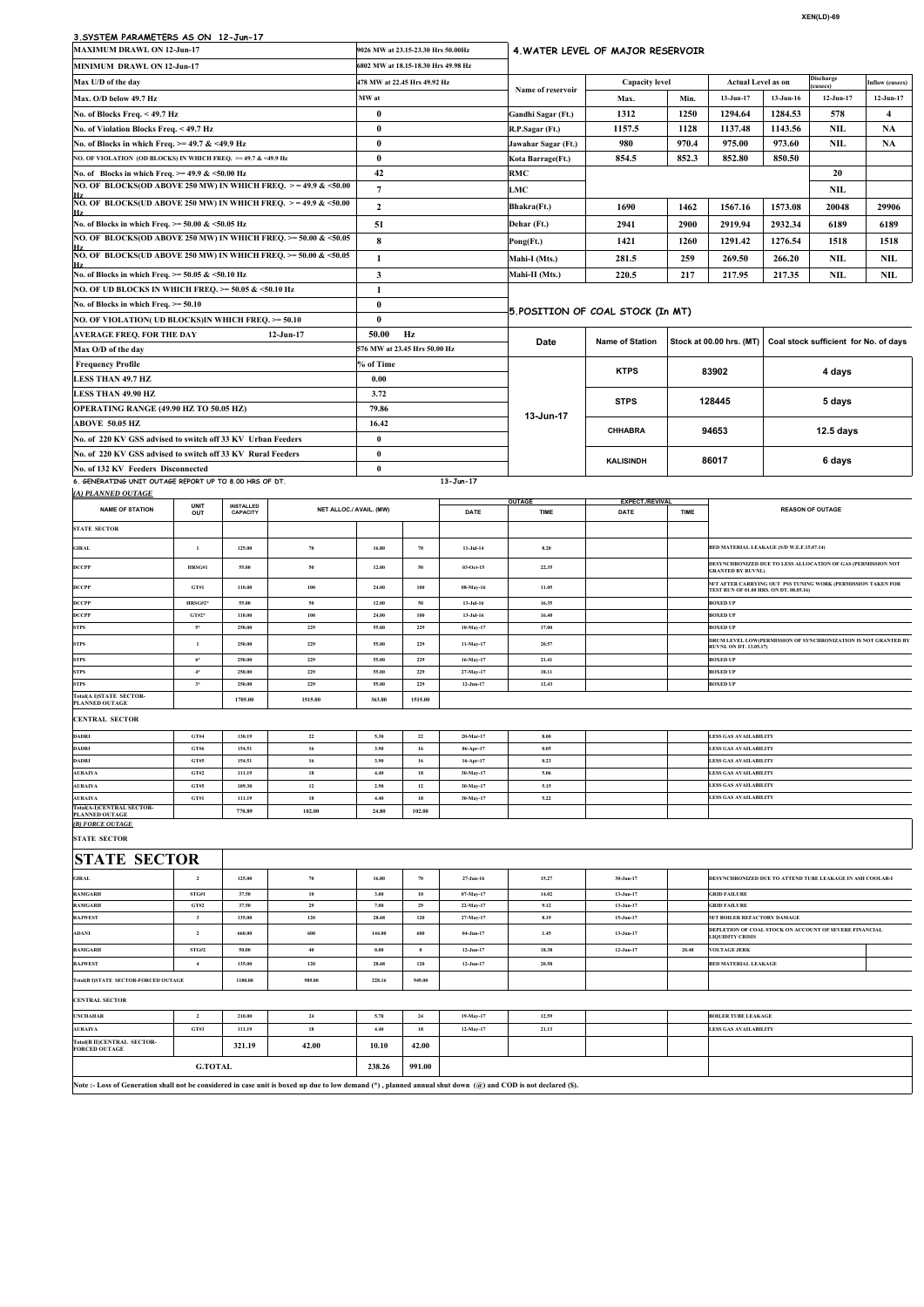XEN(LD)-69

## 3.SYSTEM PARAMETERS AS ON 12-Jun-17

| | |
|---|---|
| MAXIMUM DRAWL ON 12-Jun-17 | 9026 MW at 23.15-23.30 Hrs 50.00Hz |
| MINIMUM DRAWL ON 12-Jun-17 | 6802 MW at 18.15-18.30 Hrs 49.98 Hz |
| Max U/D of the day | 478 MW at 22.45 Hrs 49.92 Hz |
| Max. O/D below 49.7 Hz | MW at |
| No. of Blocks Freq. < 49.7 Hz | 0 |
| No. of Violation Blocks Freq. < 49.7 Hz | 0 |
| No. of Blocks in which Freq. >= 49.7 & <49.9 Hz | 0 |
| NO. OF VIOLATION (OD BLOCKS) IN WHICH FREQ. >= 49.7 & <49.9 Hz | 0 |
| No. of Blocks in which Freq. >= 49.9 & <50.00 Hz | 42 |
| NO. OF BLOCKS(OD ABOVE 250 MW) IN WHICH FREQ. > = 49.9 & <50.00 Hz | 7 |
| NO. OF BLOCKS(UD ABOVE 250 MW) IN WHICH FREQ. > = 49.9 & <50.00 Hz | 2 |
| No. of Blocks in which Freq. >= 50.00 & <50.05 Hz | 51 |
| NO. OF BLOCKS(OD ABOVE 250 MW) IN WHICH FREQ. >= 50.00 & <50.05 Hz | 8 |
| NO. OF BLOCKS(UD ABOVE 250 MW) IN WHICH FREQ. >= 50.00 & <50.05 Hz | 1 |
| No. of Blocks in which Freq. >= 50.05 & <50.10 Hz | 3 |
| NO. OF UD BLOCKS IN WHICH FREQ. >= 50.05 & <50.10 Hz | 1 |
| No. of Blocks in which Freq. >= 50.10 | 0 |
| NO. OF VIOLATION( UD BLOCKS)IN WHICH FREQ. >= 50.10 | 0 |
| AVERAGE FREQ. FOR THE DAY 12-Jun-17 | 50.00 Hz |
| Max O/D of the day | 576 MW at 23.45 Hrs 50.00 Hz |
| Frequency Profile | % of Time |
| LESS THAN 49.7 HZ | 0.00 |
| LESS THAN 49.90 HZ | 3.72 |
| OPERATING RANGE (49.90 HZ TO 50.05 HZ) | 79.86 |
| ABOVE 50.05 HZ | 16.42 |
| No. of 220 KV GSS advised to switch off 33 KV Urban Feeders | 0 |
| No. of 220 KV GSS advised to switch off 33 KV Rural Feeders | 0 |
| No. of 132 KV Feeders Disconnected | 0 |

## 4.WATER LEVEL OF MAJOR RESERVOIR

| Name of reservoir | Capacity level | | Actual Level as on | | Discharge (cusecs) | Inflow (cusecs) |
|---|---|---|---|---|---|---|
| | Max. | Min. | 13-Jun-17 | 13-Jun-16 | 12-Jun-17 | 12-Jun-17 |
| Gandhi Sagar (Ft.) | 1312 | 1250 | 1294.64 | 1284.53 | 578 | 4 |
| R.P.Sagar (Ft.) | 1157.5 | 1128 | 1137.48 | 1143.56 | NIL | NA |
| Jawahar Sagar (Ft.) | 980 | 970.4 | 975.00 | 973.60 | NIL | NA |
| Kota Barrage(Ft.) | 854.5 | 852.3 | 852.80 | 850.50 | | |
| RMC | | | | | 20 | |
| LMC | | | | | NIL | |
| Bhakra(Ft.) | 1690 | 1462 | 1567.16 | 1573.08 | 20048 | 29906 |
| Dehar (Ft.) | 2941 | 2900 | 2919.94 | 2932.34 | 6189 | 6189 |
| Pong(Ft.) | 1421 | 1260 | 1291.42 | 1276.54 | 1518 | 1518 |
| Mahi-I (Mts.) | 281.5 | 259 | 269.50 | 266.20 | NIL | NIL |
| Mahi-II (Mts.) | 220.5 | 217 | 217.95 | 217.35 | NIL | NIL |

## 5.POSITION OF COAL STOCK (In MT)

| Date | Name of Station | Stock at 00.00 hrs. (MT) | Coal stock sufficient for No. of days |
|---|---|---|---|
| 13-Jun-17 | KTPS | 83902 | 4 days |
| | STPS | 128445 | 5 days |
| | CHHABRA | 94653 | 12.5 days |
| | KALISINDH | 86017 | 6 days |

## 6. GENERATING UNIT OUTAGE REPORT UP TO 8.00 HRS OF DT. 13-Jun-17

### (A) PLANNED OUTAGE

| NAME OF STATION | UNIT OUT | INSTALLED CAPACITY | NET ALLOC./ AVAIL. (MW) | | | OUTAGE DATE | OUTAGE TIME | EXPECT./REVIVAL DATE | EXPECT./REVIVAL TIME | REASON OF OUTAGE |
|---|---|---|---|---|---|---|---|---|---|---|
| **STATE SECTOR** | | | | | | | | | | |
| GIRAL | 1 | 125.00 | 70 | 16.80 | 70 | 11-Jul-14 | 8.20 | | | BED MATERIAL LEAKAGE (S/D W.E.F.15.07.14) |
| DCCPP | HRSG#1 | 55.00 | 50 | 12.00 | 50 | 03-Oct-15 | 22.35 | | | DESYNCHRONIZED DUE TO LESS ALLOCATION OF GAS (PERMISSION NOT GRANTED BY RUVNL) |
| DCCPP | GT#1 | 110.00 | 100 | 24.00 | 100 | 08-May-16 | 11.05 | | | S/UT AFTER CARRYING OUT PSS TUNING WORK (PERMISSION TAKEN FOR TEST RUN OF 01.00 HRS. ON DT. 08.05.16) |
| DCCPP | HRSG#2* | 55.00 | 50 | 12.00 | 50 | 13-Jul-16 | 16.35 | | | BOXED UP |
| DCCPP | GT#2* | 110.00 | 100 | 24.00 | 100 | 13-Jul-16 | 16.40 | | | BOXED UP |
| STPS | 5* | 250.00 | 229 | 55.00 | 229 | 10-May-17 | 17.00 | | | BOXED UP |
| STPS | 1 | 250.00 | 229 | 55.00 | 229 | 11-May-17 | 20.57 | | | DRUM LEVEL LOW(PERMISSION OF SYNCHRONIZATION IS NOT GRANTED BY RUVNL ON DT. 13.05.17) |
| STPS | 6* | 250.00 | 229 | 55.00 | 229 | 16-May-17 | 21.41 | | | BOXED UP |
| STPS | 4* | 250.00 | 229 | 55.00 | 229 | 27-May-17 | 18.11 | | | BOXED UP |
| STPS | 3* | 250.00 | 229 | 55.00 | 229 | 12-Jun-17 | 12.43 | | | BOXED UP |
| Total(A I)STATE SECTOR-PLANNED OUTAGE | | 1705.00 | 1515.00 | 363.80 | 1515.00 | | | | | |
| **CENTRAL SECTOR** | | | | | | | | | | |
| DADRI | GT#4 | 130.19 | 22 | 5.30 | 22 | 20-Mar-17 | 8.00 | | | LESS GAS AVAILABLITY |
| DADRI | GT#6 | 154.51 | 16 | 3.90 | 16 | 06-Apr-17 | 0.05 | | | LESS GAS AVAILABLITY |
| DADRI | GT#5 | 154.51 | 16 | 3.90 | 16 | 16-Apr-17 | 0.23 | | | LESS GAS AVAILABLITY |
| AURAIYA | GT#2 | 111.19 | 18 | 4.40 | 18 | 30-May-17 | 5.06 | | | LESS GAS AVAILABLITY |
| AURAIYA | GT#5 | 109.30 | 12 | 2.90 | 12 | 30-May-17 | 5.15 | | | LESS GAS AVAILABLITY |
| AURAIYA | GT#1 | 111.19 | 18 | 4.40 | 18 | 30-May-17 | 5.22 | | | LESS GAS AVAILABLITY |
| Total(A-I)CENTRAL SECTOR-PLANNED OUTAGE | | 770.89 | 102.00 | 24.80 | 102.00 | | | | | |

### (B) FORCE OUTAGE

| NAME OF STATION | UNIT OUT | INSTALLED CAPACITY | NET ALLOC./ AVAIL. (MW) | | | OUTAGE DATE | OUTAGE TIME | EXPECT./REVIVAL DATE | EXPECT./REVIVAL TIME | REASON OF OUTAGE |
|---|---|---|---|---|---|---|---|---|---|---|
| **STATE SECTOR** | | | | | | | | | | |
| GIRAL | 2 | 125.00 | 70 | 16.80 | 70 | 27-Jan-16 | 15.27 | 30-Jun-17 | | DESYNCHRONIZED DUE TO ATTEND TUBE LEAKAGE IN ASH COOLAR-I |
| RAMGARH | STG#1 | 37.50 | 10 | 3.00 | 10 | 07-May-17 | 14.02 | 13-Jun-17 | | GRID FAILURE |
| RAMGARH | GT#2 | 37.50 | 29 | 7.00 | 29 | 22-May-17 | 9.12 | 13-Jun-17 | | GRID FAILURE |
| RAJWEST | 3 | 135.00 | 120 | 28.68 | 120 | 27-May-17 | 8.19 | 15-Jun-17 | | S/UT BOILER REFACTORY DAMAGE |
| ADANI | 2 | 660.00 | 600 | 144.00 | 600 | 04-Jun-17 | 1.45 | 13-Jun-17 | | DEPLETION OF COAL STOCK ON ACCOUNT OF SEVERE FINANCIAL LIQUIDITY CRISIS |
| RAMGARH | STG#2 | 50.00 | 40 | 0.00 | 0 | 12-Jun-17 | 18.38 | 12-Jun-17 | 20.48 | VOLTAGE JERK |
| RAJWEST | 4 | 135.00 | 120 | 28.68 | 120 | 12-Jun-17 | 20.58 | | | BED MATERIAL LEAKAGE |
| Total(B I)STATE SECTOR-FORCED OUTAGE | | 1180.00 | 989.00 | 228.16 | 949.00 | | | | | |
| **CENTRAL SECTOR** | | | | | | | | | | |
| UNCHAHAR | 2 | 210.00 | 24 | 5.70 | 24 | 19-May-17 | 12.59 | | | BOILER TUBE LEAKAGE |
| AURAIYA | GT#3 | 111.19 | 18 | 4.40 | 18 | 12-May-17 | 21.13 | | | LESS GAS AVAILABLITY |
| Total(B II)CENTRAL SECTOR-FORCED OUTAGE | | 321.19 | 42.00 | 10.10 | 42.00 | | | | | |
| G.TOTAL | | | | 238.26 | 991.00 | | | | | |

Note :- Loss of Generation shall not be considered in case unit is boxed up due to low demand (*) , planned annual shut down (@) and COD is not declared ($).